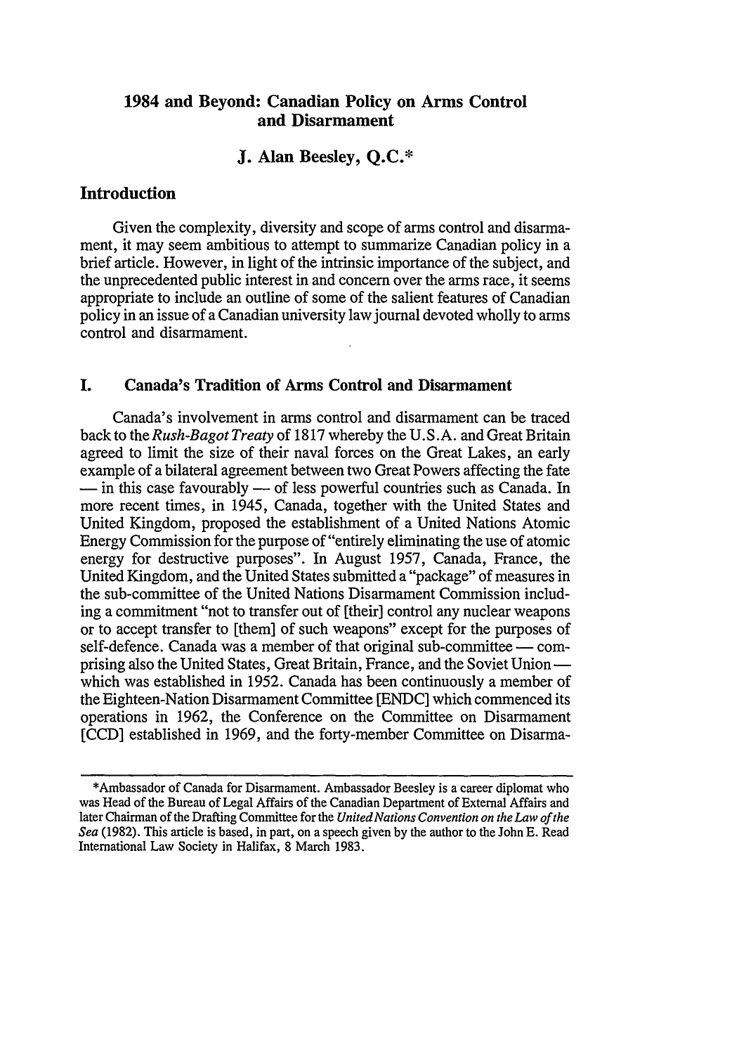# 1984 and Beyond: Canadian Policy on Arms Control and Disarmament

## J. Alan Beesley, Q.C.*

## Introduction

Given the complexity, diversity and scope of arms control and disarmament, it may seem ambitious to attempt to summarize Canadian policy in a brief article. However, in light of the intrinsic importance of the subject, and the unprecedented public interest in and concern over the arms race, it seems appropriate to include an outline of some of the salient features of Canadian policy in an issue of a Canadian university law journal devoted wholly to arms control and disarmament.

## I. Canada's Tradition of Arms Control and Disarmament

Canada's involvement in arms control and disarmament can be traced back to the *Rush-Bagot Treaty* of 1817 whereby the U.S.A. and Great Britain agreed to limit the size of their naval forces on the Great Lakes, an early example of a bilateral agreement between two Great Powers affecting the fate — in this case favourably — of less powerful countries such as Canada. In more recent times, in 1945, Canada, together with the United States and United Kingdom, proposed the establishment of a United Nations Atomic Energy Commission for the purpose of "entirely eliminating the use of atomic energy for destructive purposes". In August 1957, Canada, France, the United Kingdom, and the United States submitted a "package" of measures in the sub-committee of the United Nations Disarmament Commission including a commitment "not to transfer out of [their] control any nuclear weapons or to accept transfer to [them] of such weapons" except for the purposes of self-defence. Canada was a member of that original sub-committee — comprising also the United States, Great Britain, France, and the Soviet Union — which was established in 1952. Canada has been continuously a member of the Eighteen-Nation Disarmament Committee [ENDC] which commenced its operations in 1962, the Conference on the Committee on Disarmament [CCD] established in 1969, and the forty-member Committee on Disarma-

---

*Ambassador of Canada for Disarmament. Ambassador Beesley is a career diplomat who was Head of the Bureau of Legal Affairs of the Canadian Department of External Affairs and later Chairman of the Drafting Committee for the *United Nations Convention on the Law of the Sea* (1982). This article is based, in part, on a speech given by the author to the John E. Read International Law Society in Halifax, 8 March 1983.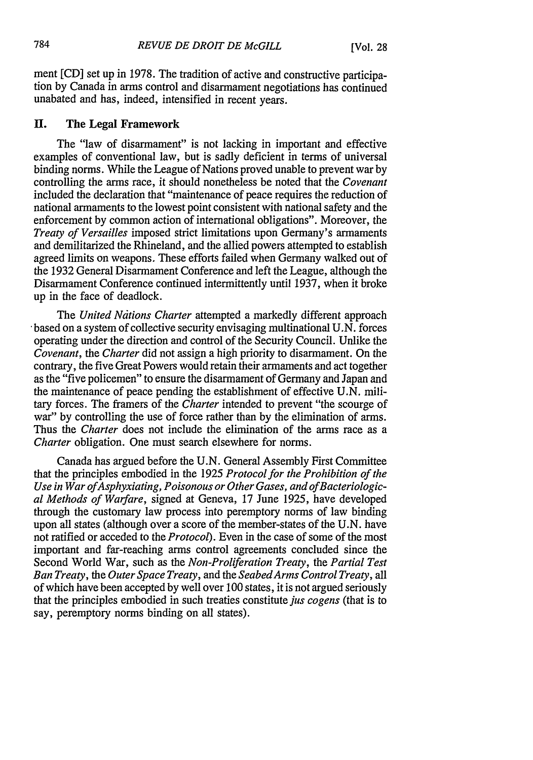ment [CD] set up in 1978. The tradition of active and constructive participation by Canada in arms control and disarmament negotiations has continued unabated and has, indeed, intensified in recent years.

## II. The Legal Framework

The "law of disarmament" is not lacking in important and effective examples of conventional law, but is sadly deficient in terms of universal binding norms. While the League of Nations proved unable to prevent war by controlling the arms race, it should nonetheless be noted that the *Covenant* included the declaration that "maintenance of peace requires the reduction of national armaments to the lowest point consistent with national safety and the enforcement by common action of international obligations". Moreover, the *Treaty of Versailles* imposed strict limitations upon Germany's armaments and demilitarized the Rhineland, and the allied powers attempted to establish agreed limits on weapons. These efforts failed when Germany walked out of the 1932 General Disarmament Conference and left the League, although the Disarmament Conference continued intermittently until 1937, when it broke up in the face of deadlock.

The *United Nations Charter* attempted a markedly different approach based on a system of collective security envisaging multinational U.N. forces operating under the direction and control of the Security Council. Unlike the *Covenant*, the *Charter* did not assign a high priority to disarmament. On the contrary, the five Great Powers would retain their armaments and act together as the "five policemen" to ensure the disarmament of Germany and Japan and the maintenance of peace pending the establishment of effective U.N. military forces. The framers of the *Charter* intended to prevent "the scourge of war" by controlling the use of force rather than by the elimination of arms. Thus the *Charter* does not include the elimination of the arms race as a *Charter* obligation. One must search elsewhere for norms.

Canada has argued before the U.N. General Assembly First Committee that the principles embodied in the 1925 *Protocol for the Prohibition of the Use in War of Asphyxiating, Poisonous or Other Gases, and of Bacteriological Methods of Warfare*, signed at Geneva, 17 June 1925, have developed through the customary law process into peremptory norms of law binding upon all states (although over a score of the member-states of the U.N. have not ratified or acceded to the *Protocol*). Even in the case of some of the most important and far-reaching arms control agreements concluded since the Second World War, such as the *Non-Proliferation Treaty*, the *Partial Test Ban Treaty*, the *Outer Space Treaty*, and the *Seabed Arms Control Treaty*, all of which have been accepted by well over 100 states, it is not argued seriously that the principles embodied in such treaties constitute *jus cogens* (that is to say, peremptory norms binding on all states).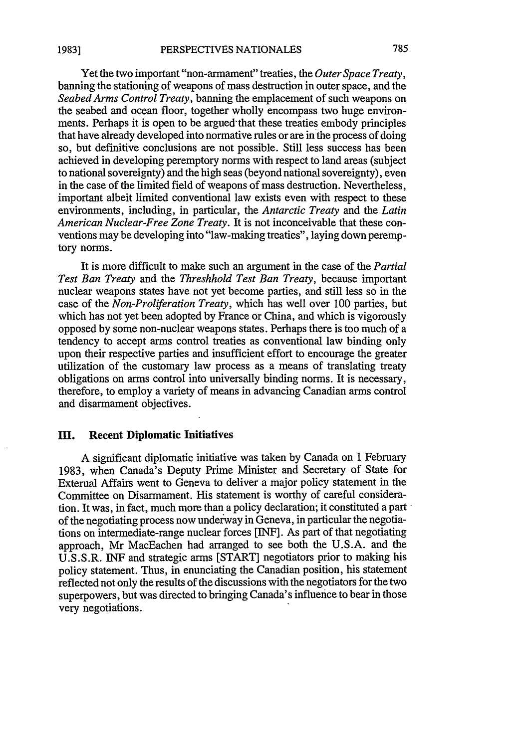Yet the two important "non-armament" treaties, the *Outer Space Treaty*, banning the stationing of weapons of mass destruction in outer space, and the *Seabed Arms Control Treaty*, banning the emplacement of such weapons on the seabed and ocean floor, together wholly encompass two huge environments. Perhaps it is open to be argued that these treaties embody principles that have already developed into normative rules or are in the process of doing so, but definitive conclusions are not possible. Still less success has been achieved in developing peremptory norms with respect to land areas (subject to national sovereignty) and the high seas (beyond national sovereignty), even in the case of the limited field of weapons of mass destruction. Nevertheless, important albeit limited conventional law exists even with respect to these environments, including, in particular, the *Antarctic Treaty* and the *Latin American Nuclear-Free Zone Treaty*. It is not inconceivable that these conventions may be developing into "law-making treaties", laying down peremptory norms.

It is more difficult to make such an argument in the case of the *Partial Test Ban Treaty* and the *Threshhold Test Ban Treaty*, because important nuclear weapons states have not yet become parties, and still less so in the case of the *Non-Proliferation Treaty*, which has well over 100 parties, but which has not yet been adopted by France or China, and which is vigorously opposed by some non-nuclear weapons states. Perhaps there is too much of a tendency to accept arms control treaties as conventional law binding only upon their respective parties and insufficient effort to encourage the greater utilization of the customary law process as a means of translating treaty obligations on arms control into universally binding norms. It is necessary, therefore, to employ a variety of means in advancing Canadian arms control and disarmament objectives.

## III. Recent Diplomatic Initiatives

A significant diplomatic initiative was taken by Canada on 1 February 1983, when Canada's Deputy Prime Minister and Secretary of State for External Affairs went to Geneva to deliver a major policy statement in the Committee on Disarmament. His statement is worthy of careful consideration. It was, in fact, much more than a policy declaration; it constituted a part of the negotiating process now underway in Geneva, in particular the negotiations on intermediate-range nuclear forces [INF]. As part of that negotiating approach, Mr MacEachen had arranged to see both the U.S.A. and the U.S.S.R. INF and strategic arms [START] negotiators prior to making his policy statement. Thus, in enunciating the Canadian position, his statement reflected not only the results of the discussions with the negotiators for the two superpowers, but was directed to bringing Canada's influence to bear in those very negotiations.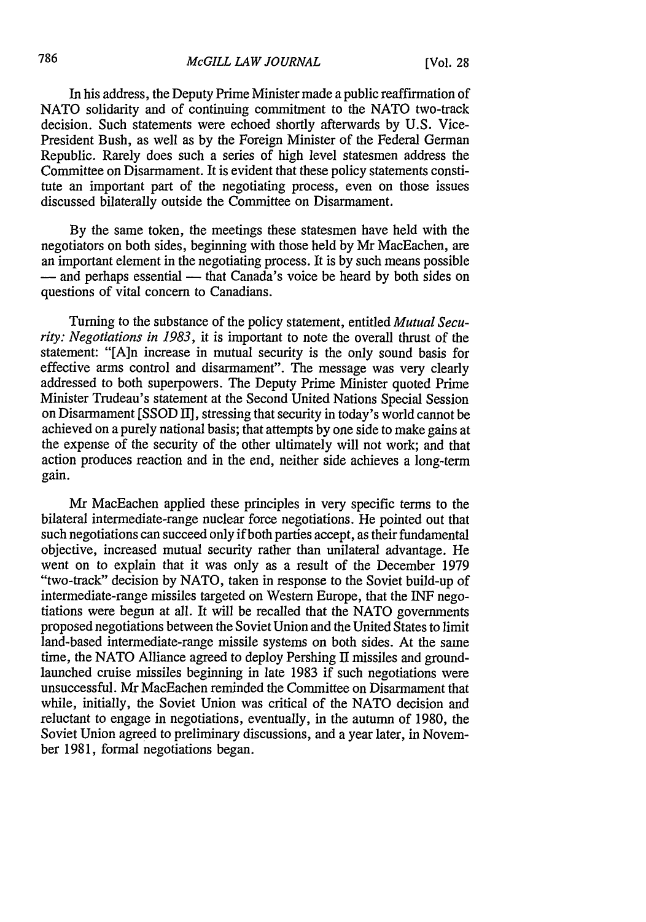In his address, the Deputy Prime Minister made a public reaffirmation of NATO solidarity and of continuing commitment to the NATO two-track decision. Such statements were echoed shortly afterwards by U.S. Vice-President Bush, as well as by the Foreign Minister of the Federal German Republic. Rarely does such a series of high level statesmen address the Committee on Disarmament. It is evident that these policy statements constitute an important part of the negotiating process, even on those issues discussed bilaterally outside the Committee on Disarmament.

By the same token, the meetings these statesmen have held with the negotiators on both sides, beginning with those held by Mr MacEachen, are an important element in the negotiating process. It is by such means possible — and perhaps essential — that Canada's voice be heard by both sides on questions of vital concern to Canadians.

Turning to the substance of the policy statement, entitled *Mutual Security: Negotiations in 1983*, it is important to note the overall thrust of the statement: "[A]n increase in mutual security is the only sound basis for effective arms control and disarmament". The message was very clearly addressed to both superpowers. The Deputy Prime Minister quoted Prime Minister Trudeau's statement at the Second United Nations Special Session on Disarmament [SSOD II], stressing that security in today's world cannot be achieved on a purely national basis; that attempts by one side to make gains at the expense of the security of the other ultimately will not work; and that action produces reaction and in the end, neither side achieves a long-term gain.

Mr MacEachen applied these principles in very specific terms to the bilateral intermediate-range nuclear force negotiations. He pointed out that such negotiations can succeed only if both parties accept, as their fundamental objective, increased mutual security rather than unilateral advantage. He went on to explain that it was only as a result of the December 1979 "two-track" decision by NATO, taken in response to the Soviet build-up of intermediate-range missiles targeted on Western Europe, that the INF negotiations were begun at all. It will be recalled that the NATO governments proposed negotiations between the Soviet Union and the United States to limit land-based intermediate-range missile systems on both sides. At the same time, the NATO Alliance agreed to deploy Pershing II missiles and ground-launched cruise missiles beginning in late 1983 if such negotiations were unsuccessful. Mr MacEachen reminded the Committee on Disarmament that while, initially, the Soviet Union was critical of the NATO decision and reluctant to engage in negotiations, eventually, in the autumn of 1980, the Soviet Union agreed to preliminary discussions, and a year later, in November 1981, formal negotiations began.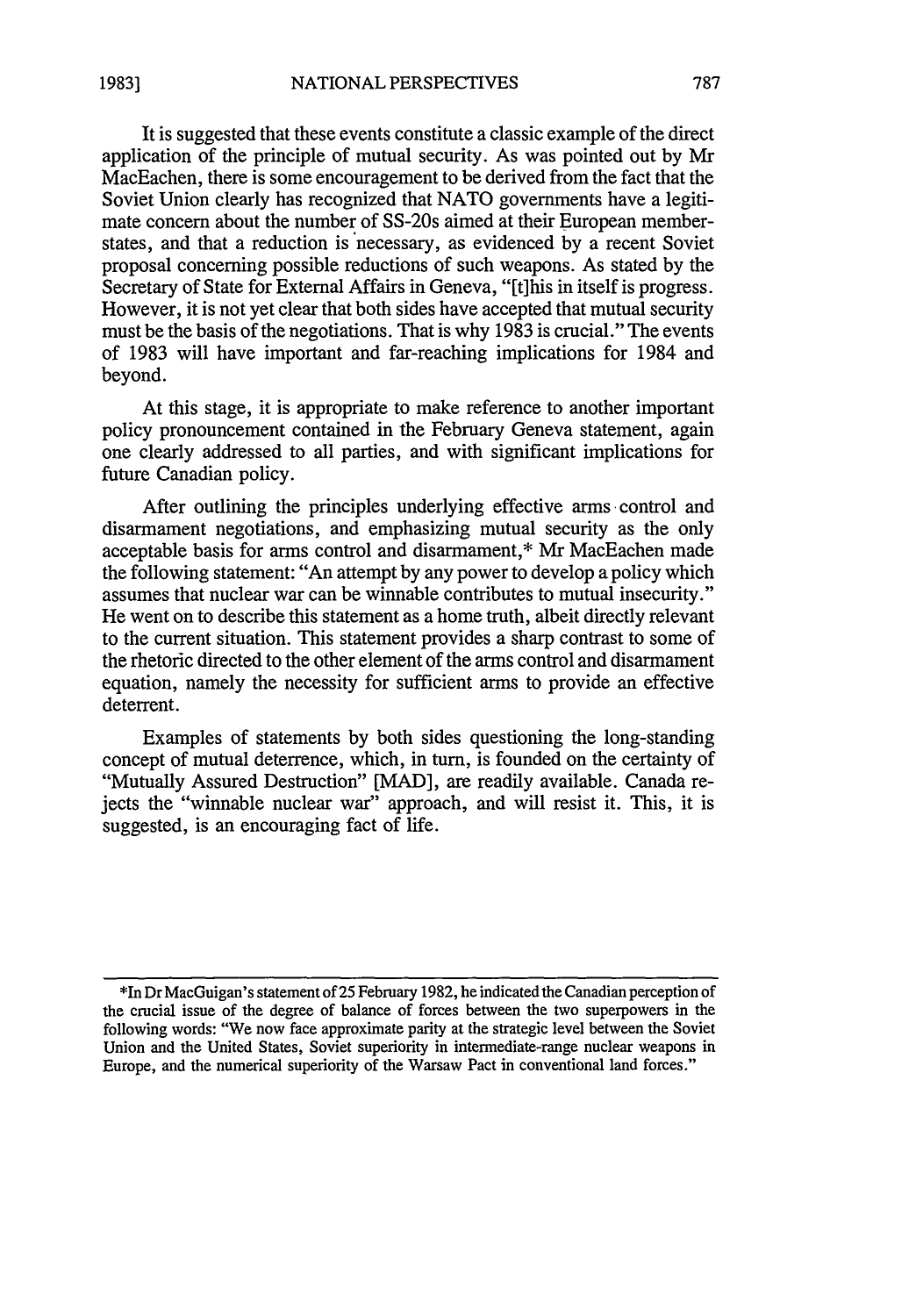It is suggested that these events constitute a classic example of the direct application of the principle of mutual security. As was pointed out by Mr MacEachen, there is some encouragement to be derived from the fact that the Soviet Union clearly has recognized that NATO governments have a legitimate concern about the number of SS-20s aimed at their European member-states, and that a reduction is necessary, as evidenced by a recent Soviet proposal concerning possible reductions of such weapons. As stated by the Secretary of State for External Affairs in Geneva, "[t]his in itself is progress. However, it is not yet clear that both sides have accepted that mutual security must be the basis of the negotiations. That is why 1983 is crucial." The events of 1983 will have important and far-reaching implications for 1984 and beyond.

At this stage, it is appropriate to make reference to another important policy pronouncement contained in the February Geneva statement, again one clearly addressed to all parties, and with significant implications for future Canadian policy.

After outlining the principles underlying effective arms control and disarmament negotiations, and emphasizing mutual security as the only acceptable basis for arms control and disarmament,* Mr MacEachen made the following statement: "An attempt by any power to develop a policy which assumes that nuclear war can be winnable contributes to mutual insecurity." He went on to describe this statement as a home truth, albeit directly relevant to the current situation. This statement provides a sharp contrast to some of the rhetoric directed to the other element of the arms control and disarmament equation, namely the necessity for sufficient arms to provide an effective deterrent.

Examples of statements by both sides questioning the long-standing concept of mutual deterrence, which, in turn, is founded on the certainty of "Mutually Assured Destruction" [MAD], are readily available. Canada rejects the "winnable nuclear war" approach, and will resist it. This, it is suggested, is an encouraging fact of life.

---

*In Dr MacGuigan's statement of 25 February 1982, he indicated the Canadian perception of the crucial issue of the degree of balance of forces between the two superpowers in the following words: "We now face approximate parity at the strategic level between the Soviet Union and the United States, Soviet superiority in intermediate-range nuclear weapons in Europe, and the numerical superiority of the Warsaw Pact in conventional land forces."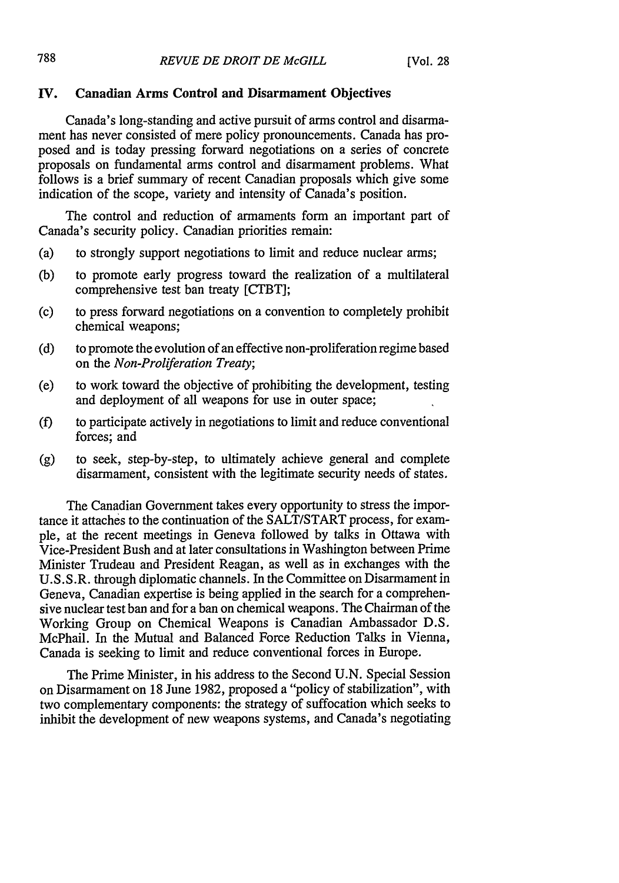## IV. Canadian Arms Control and Disarmament Objectives

Canada's long-standing and active pursuit of arms control and disarmament has never consisted of mere policy pronouncements. Canada has proposed and is today pressing forward negotiations on a series of concrete proposals on fundamental arms control and disarmament problems. What follows is a brief summary of recent Canadian proposals which give some indication of the scope, variety and intensity of Canada's position.

The control and reduction of armaments form an important part of Canada's security policy. Canadian priorities remain:

(a) to strongly support negotiations to limit and reduce nuclear arms;

(b) to promote early progress toward the realization of a multilateral comprehensive test ban treaty [CTBT];

(c) to press forward negotiations on a convention to completely prohibit chemical weapons;

(d) to promote the evolution of an effective non-proliferation regime based on the *Non-Proliferation Treaty*;

(e) to work toward the objective of prohibiting the development, testing and deployment of all weapons for use in outer space;

(f) to participate actively in negotiations to limit and reduce conventional forces; and

(g) to seek, step-by-step, to ultimately achieve general and complete disarmament, consistent with the legitimate security needs of states.

The Canadian Government takes every opportunity to stress the importance it attaches to the continuation of the SALT/START process, for example, at the recent meetings in Geneva followed by talks in Ottawa with Vice-President Bush and at later consultations in Washington between Prime Minister Trudeau and President Reagan, as well as in exchanges with the U.S.S.R. through diplomatic channels. In the Committee on Disarmament in Geneva, Canadian expertise is being applied in the search for a comprehensive nuclear test ban and for a ban on chemical weapons. The Chairman of the Working Group on Chemical Weapons is Canadian Ambassador D.S. McPhail. In the Mutual and Balanced Force Reduction Talks in Vienna, Canada is seeking to limit and reduce conventional forces in Europe.

The Prime Minister, in his address to the Second U.N. Special Session on Disarmament on 18 June 1982, proposed a "policy of stabilization", with two complementary components: the strategy of suffocation which seeks to inhibit the development of new weapons systems, and Canada's negotiating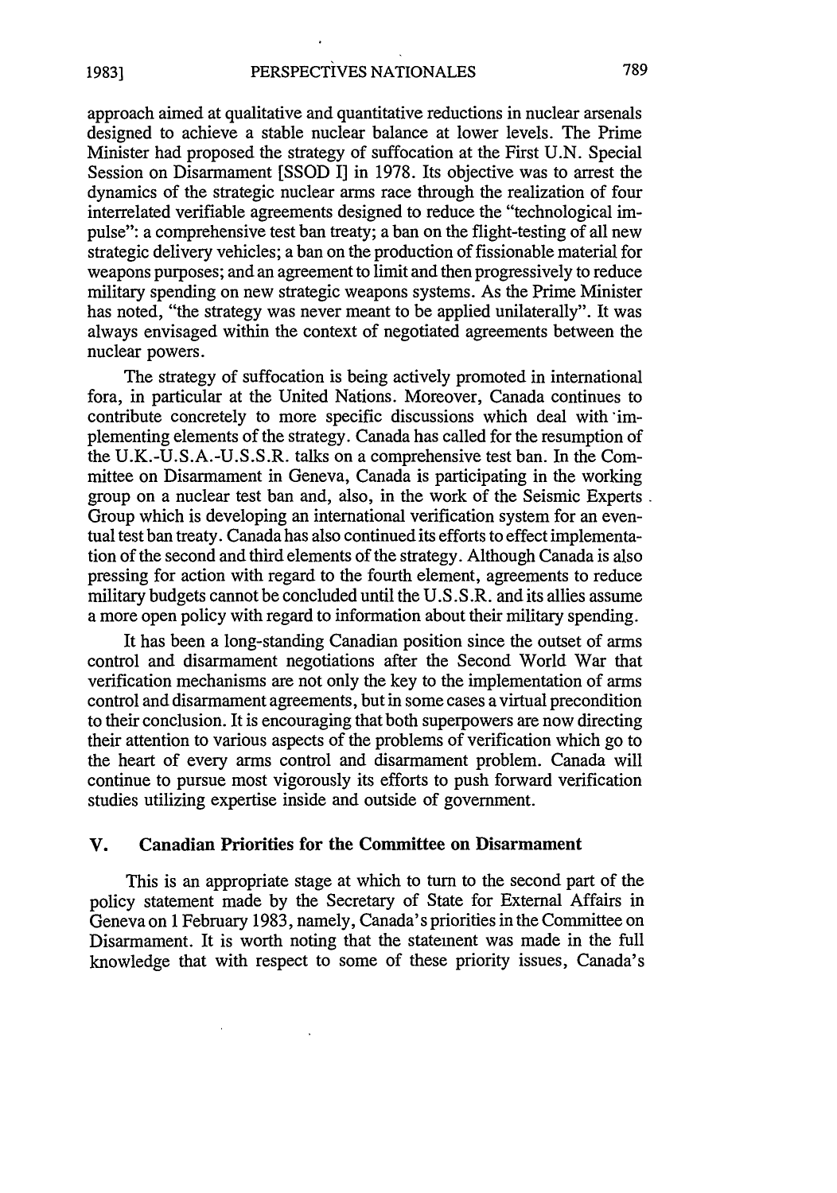approach aimed at qualitative and quantitative reductions in nuclear arsenals designed to achieve a stable nuclear balance at lower levels. The Prime Minister had proposed the strategy of suffocation at the First U.N. Special Session on Disarmament [SSOD I] in 1978. Its objective was to arrest the dynamics of the strategic nuclear arms race through the realization of four interrelated verifiable agreements designed to reduce the "technological impulse": a comprehensive test ban treaty; a ban on the flight-testing of all new strategic delivery vehicles; a ban on the production of fissionable material for weapons purposes; and an agreement to limit and then progressively to reduce military spending on new strategic weapons systems. As the Prime Minister has noted, "the strategy was never meant to be applied unilaterally". It was always envisaged within the context of negotiated agreements between the nuclear powers.

The strategy of suffocation is being actively promoted in international fora, in particular at the United Nations. Moreover, Canada continues to contribute concretely to more specific discussions which deal with implementing elements of the strategy. Canada has called for the resumption of the U.K.-U.S.A.-U.S.S.R. talks on a comprehensive test ban. In the Committee on Disarmament in Geneva, Canada is participating in the working group on a nuclear test ban and, also, in the work of the Seismic Experts Group which is developing an international verification system for an eventual test ban treaty. Canada has also continued its efforts to effect implementation of the second and third elements of the strategy. Although Canada is also pressing for action with regard to the fourth element, agreements to reduce military budgets cannot be concluded until the U.S.S.R. and its allies assume a more open policy with regard to information about their military spending.

It has been a long-standing Canadian position since the outset of arms control and disarmament negotiations after the Second World War that verification mechanisms are not only the key to the implementation of arms control and disarmament agreements, but in some cases a virtual precondition to their conclusion. It is encouraging that both superpowers are now directing their attention to various aspects of the problems of verification which go to the heart of every arms control and disarmament problem. Canada will continue to pursue most vigorously its efforts to push forward verification studies utilizing expertise inside and outside of government.

## V. Canadian Priorities for the Committee on Disarmament

This is an appropriate stage at which to turn to the second part of the policy statement made by the Secretary of State for External Affairs in Geneva on 1 February 1983, namely, Canada's priorities in the Committee on Disarmament. It is worth noting that the statement was made in the full knowledge that with respect to some of these priority issues, Canada's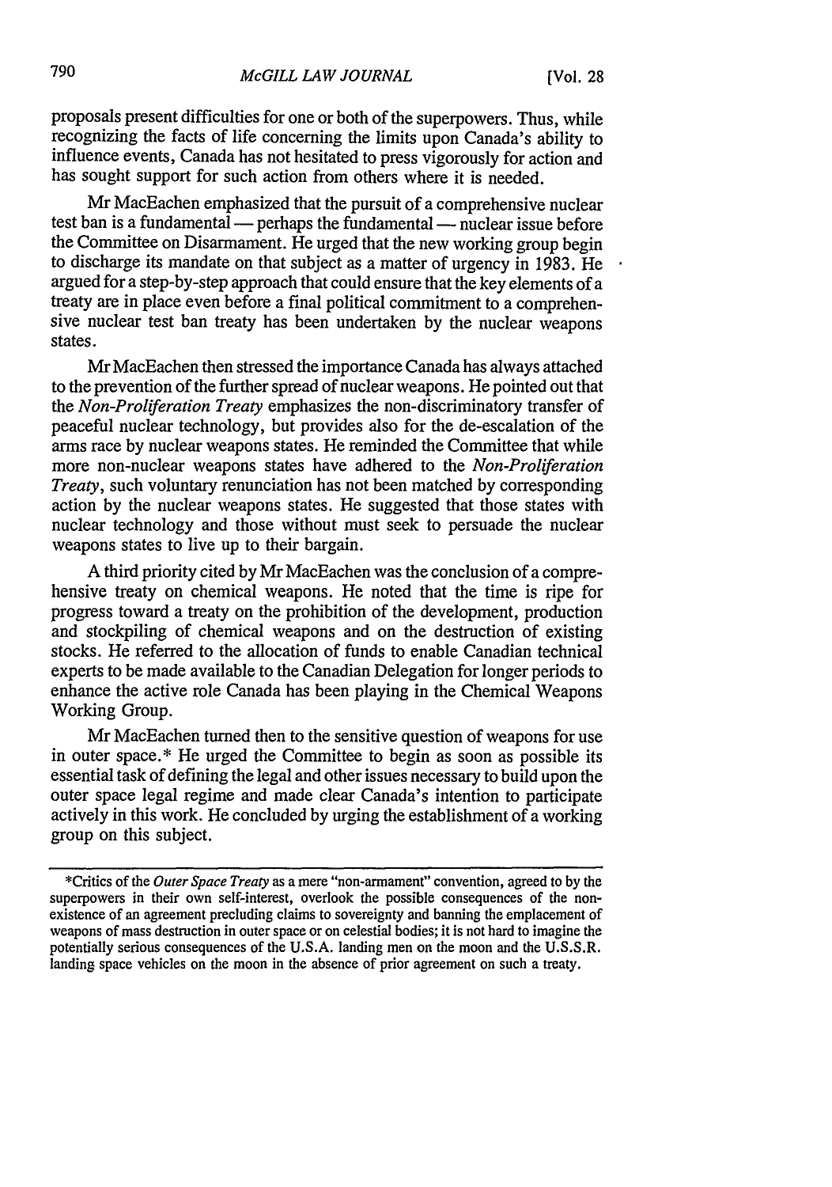proposals present difficulties for one or both of the superpowers. Thus, while recognizing the facts of life concerning the limits upon Canada's ability to influence events, Canada has not hesitated to press vigorously for action and has sought support for such action from others where it is needed.

Mr MacEachen emphasized that the pursuit of a comprehensive nuclear test ban is a fundamental — perhaps the fundamental — nuclear issue before the Committee on Disarmament. He urged that the new working group begin to discharge its mandate on that subject as a matter of urgency in 1983. He argued for a step-by-step approach that could ensure that the key elements of a treaty are in place even before a final political commitment to a comprehensive nuclear test ban treaty has been undertaken by the nuclear weapons states.

Mr MacEachen then stressed the importance Canada has always attached to the prevention of the further spread of nuclear weapons. He pointed out that the *Non-Proliferation Treaty* emphasizes the non-discriminatory transfer of peaceful nuclear technology, but provides also for the de-escalation of the arms race by nuclear weapons states. He reminded the Committee that while more non-nuclear weapons states have adhered to the *Non-Proliferation Treaty*, such voluntary renunciation has not been matched by corresponding action by the nuclear weapons states. He suggested that those states with nuclear technology and those without must seek to persuade the nuclear weapons states to live up to their bargain.

A third priority cited by Mr MacEachen was the conclusion of a comprehensive treaty on chemical weapons. He noted that the time is ripe for progress toward a treaty on the prohibition of the development, production and stockpiling of chemical weapons and on the destruction of existing stocks. He referred to the allocation of funds to enable Canadian technical experts to be made available to the Canadian Delegation for longer periods to enhance the active role Canada has been playing in the Chemical Weapons Working Group.

Mr MacEachen turned then to the sensitive question of weapons for use in outer space.* He urged the Committee to begin as soon as possible its essential task of defining the legal and other issues necessary to build upon the outer space legal regime and made clear Canada's intention to participate actively in this work. He concluded by urging the establishment of a working group on this subject.

---

*Critics of the *Outer Space Treaty* as a mere "non-armament" convention, agreed to by the superpowers in their own self-interest, overlook the possible consequences of the non-existence of an agreement precluding claims to sovereignty and banning the emplacement of weapons of mass destruction in outer space or on celestial bodies; it is not hard to imagine the potentially serious consequences of the U.S.A. landing men on the moon and the U.S.S.R. landing space vehicles on the moon in the absence of prior agreement on such a treaty.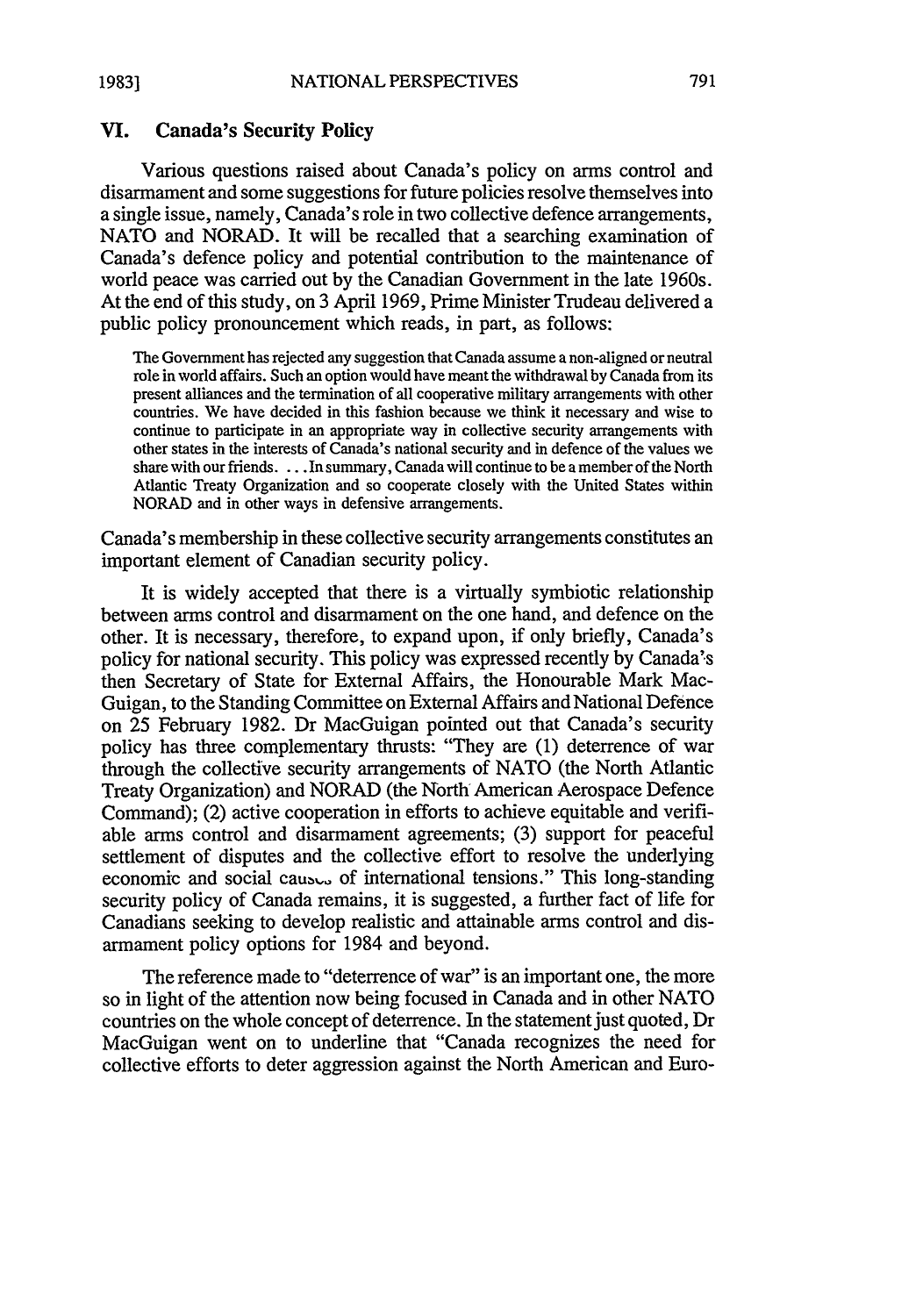## VI. Canada's Security Policy

Various questions raised about Canada's policy on arms control and disarmament and some suggestions for future policies resolve themselves into a single issue, namely, Canada's role in two collective defence arrangements, NATO and NORAD. It will be recalled that a searching examination of Canada's defence policy and potential contribution to the maintenance of world peace was carried out by the Canadian Government in the late 1960s. At the end of this study, on 3 April 1969, Prime Minister Trudeau delivered a public policy pronouncement which reads, in part, as follows:

> The Government has rejected any suggestion that Canada assume a non-aligned or neutral role in world affairs. Such an option would have meant the withdrawal by Canada from its present alliances and the termination of all cooperative military arrangements with other countries. We have decided in this fashion because we think it necessary and wise to continue to participate in an appropriate way in collective security arrangements with other states in the interests of Canada's national security and in defence of the values we share with our friends. . . . In summary, Canada will continue to be a member of the North Atlantic Treaty Organization and so cooperate closely with the United States within NORAD and in other ways in defensive arrangements.

Canada's membership in these collective security arrangements constitutes an important element of Canadian security policy.

It is widely accepted that there is a virtually symbiotic relationship between arms control and disarmament on the one hand, and defence on the other. It is necessary, therefore, to expand upon, if only briefly, Canada's policy for national security. This policy was expressed recently by Canada's then Secretary of State for External Affairs, the Honourable Mark MacGuigan, to the Standing Committee on External Affairs and National Defence on 25 February 1982. Dr MacGuigan pointed out that Canada's security policy has three complementary thrusts: "They are (1) deterrence of war through the collective security arrangements of NATO (the North Atlantic Treaty Organization) and NORAD (the North American Aerospace Defence Command); (2) active cooperation in efforts to achieve equitable and verifiable arms control and disarmament agreements; (3) support for peaceful settlement of disputes and the collective effort to resolve the underlying economic and social causes of international tensions." This long-standing security policy of Canada remains, it is suggested, a further fact of life for Canadians seeking to develop realistic and attainable arms control and disarmament policy options for 1984 and beyond.

The reference made to "deterrence of war" is an important one, the more so in light of the attention now being focused in Canada and in other NATO countries on the whole concept of deterrence. In the statement just quoted, Dr MacGuigan went on to underline that "Canada recognizes the need for collective efforts to deter aggression against the North American and Euro-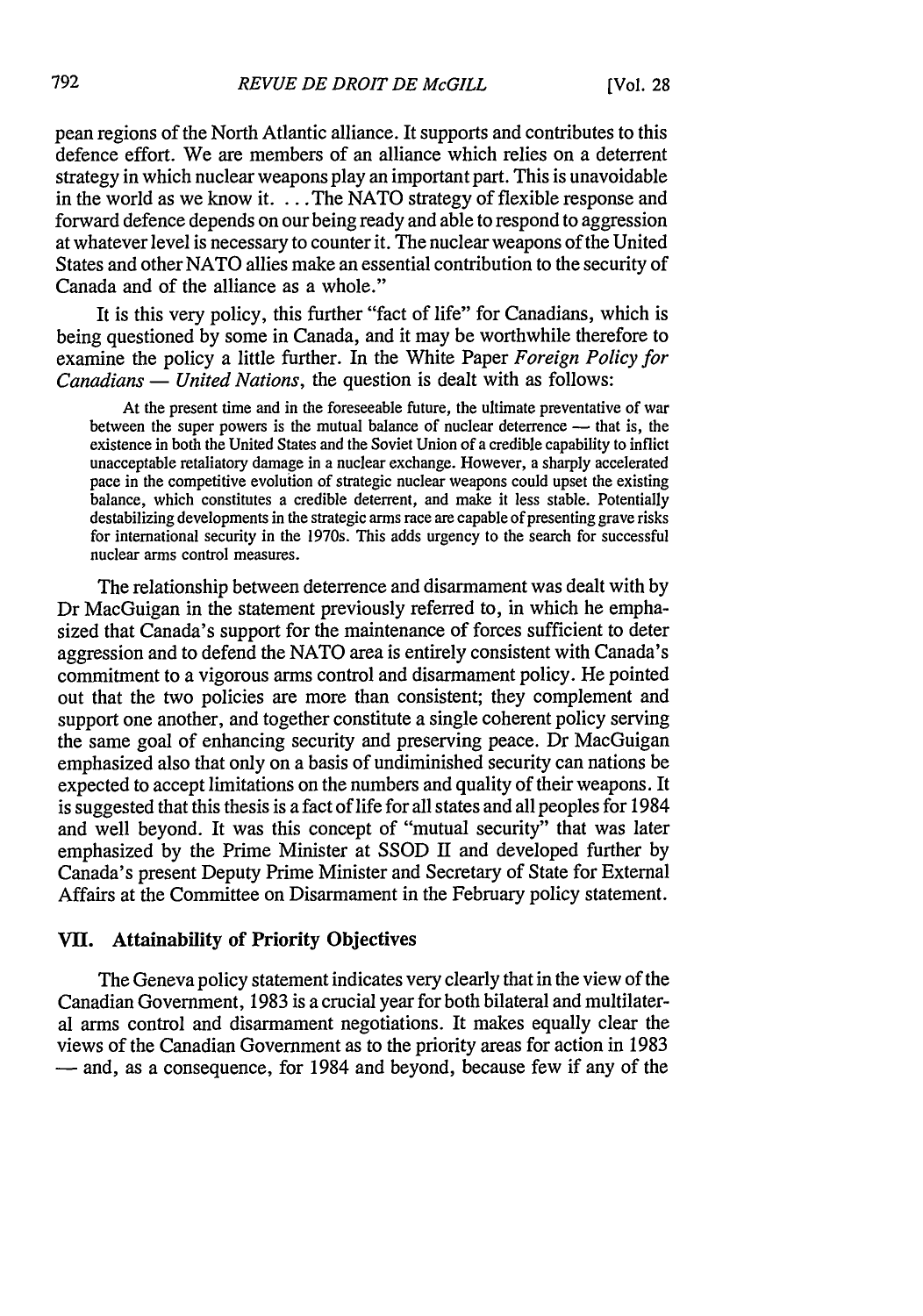pean regions of the North Atlantic alliance. It supports and contributes to this defence effort. We are members of an alliance which relies on a deterrent strategy in which nuclear weapons play an important part. This is unavoidable in the world as we know it. . . . The NATO strategy of flexible response and forward defence depends on our being ready and able to respond to aggression at whatever level is necessary to counter it. The nuclear weapons of the United States and other NATO allies make an essential contribution to the security of Canada and of the alliance as a whole."

It is this very policy, this further "fact of life" for Canadians, which is being questioned by some in Canada, and it may be worthwhile therefore to examine the policy a little further. In the White Paper *Foreign Policy for Canadians — United Nations*, the question is dealt with as follows:

> At the present time and in the foreseeable future, the ultimate preventative of war between the super powers is the mutual balance of nuclear deterrence — that is, the existence in both the United States and the Soviet Union of a credible capability to inflict unacceptable retaliatory damage in a nuclear exchange. However, a sharply accelerated pace in the competitive evolution of strategic nuclear weapons could upset the existing balance, which constitutes a credible deterrent, and make it less stable. Potentially destabilizing developments in the strategic arms race are capable of presenting grave risks for international security in the 1970s. This adds urgency to the search for successful nuclear arms control measures.

The relationship between deterrence and disarmament was dealt with by Dr MacGuigan in the statement previously referred to, in which he emphasized that Canada's support for the maintenance of forces sufficient to deter aggression and to defend the NATO area is entirely consistent with Canada's commitment to a vigorous arms control and disarmament policy. He pointed out that the two policies are more than consistent; they complement and support one another, and together constitute a single coherent policy serving the same goal of enhancing security and preserving peace. Dr MacGuigan emphasized also that only on a basis of undiminished security can nations be expected to accept limitations on the numbers and quality of their weapons. It is suggested that this thesis is a fact of life for all states and all peoples for 1984 and well beyond. It was this concept of "mutual security" that was later emphasized by the Prime Minister at SSOD II and developed further by Canada's present Deputy Prime Minister and Secretary of State for External Affairs at the Committee on Disarmament in the February policy statement.

## VII. Attainability of Priority Objectives

The Geneva policy statement indicates very clearly that in the view of the Canadian Government, 1983 is a crucial year for both bilateral and multilateral arms control and disarmament negotiations. It makes equally clear the views of the Canadian Government as to the priority areas for action in 1983 — and, as a consequence, for 1984 and beyond, because few if any of the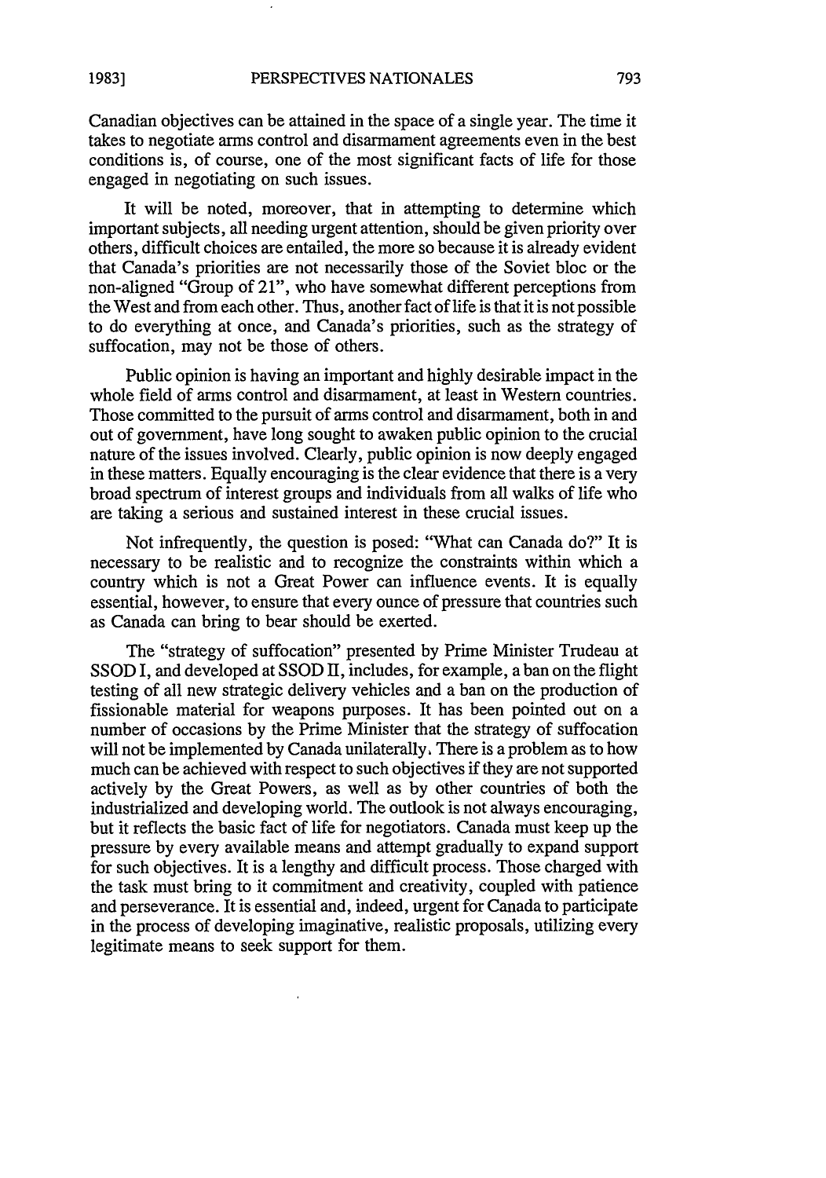Canadian objectives can be attained in the space of a single year. The time it takes to negotiate arms control and disarmament agreements even in the best conditions is, of course, one of the most significant facts of life for those engaged in negotiating on such issues.

It will be noted, moreover, that in attempting to determine which important subjects, all needing urgent attention, should be given priority over others, difficult choices are entailed, the more so because it is already evident that Canada's priorities are not necessarily those of the Soviet bloc or the non-aligned "Group of 21", who have somewhat different perceptions from the West and from each other. Thus, another fact of life is that it is not possible to do everything at once, and Canada's priorities, such as the strategy of suffocation, may not be those of others.

Public opinion is having an important and highly desirable impact in the whole field of arms control and disarmament, at least in Western countries. Those committed to the pursuit of arms control and disarmament, both in and out of government, have long sought to awaken public opinion to the crucial nature of the issues involved. Clearly, public opinion is now deeply engaged in these matters. Equally encouraging is the clear evidence that there is a very broad spectrum of interest groups and individuals from all walks of life who are taking a serious and sustained interest in these crucial issues.

Not infrequently, the question is posed: "What can Canada do?" It is necessary to be realistic and to recognize the constraints within which a country which is not a Great Power can influence events. It is equally essential, however, to ensure that every ounce of pressure that countries such as Canada can bring to bear should be exerted.

The "strategy of suffocation" presented by Prime Minister Trudeau at SSOD I, and developed at SSOD II, includes, for example, a ban on the flight testing of all new strategic delivery vehicles and a ban on the production of fissionable material for weapons purposes. It has been pointed out on a number of occasions by the Prime Minister that the strategy of suffocation will not be implemented by Canada unilaterally. There is a problem as to how much can be achieved with respect to such objectives if they are not supported actively by the Great Powers, as well as by other countries of both the industrialized and developing world. The outlook is not always encouraging, but it reflects the basic fact of life for negotiators. Canada must keep up the pressure by every available means and attempt gradually to expand support for such objectives. It is a lengthy and difficult process. Those charged with the task must bring to it commitment and creativity, coupled with patience and perseverance. It is essential and, indeed, urgent for Canada to participate in the process of developing imaginative, realistic proposals, utilizing every legitimate means to seek support for them.